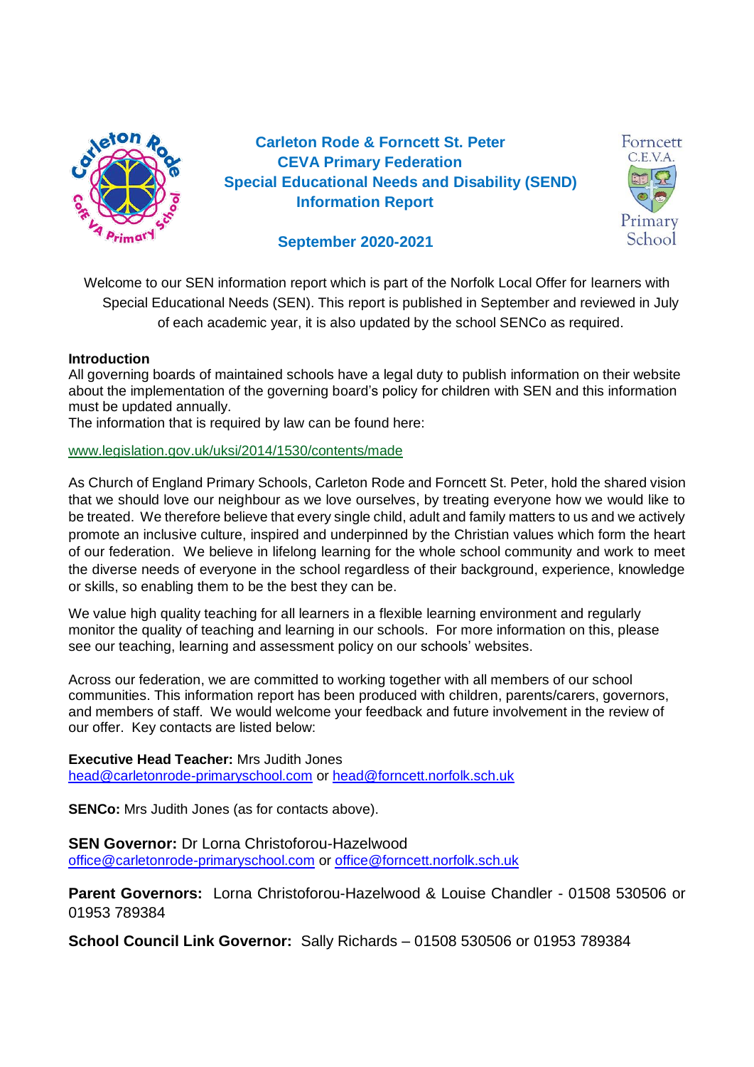# Carleton Rode & Forncett St. Peter CEVA Primary Federation Special Educational Needs and Disability (SEND) Information Report

## September 2020-2021

Welcome to our SEN information report which is part of the Norfolk Local Offer for learners with Special Educational Needs (SEN). This report is published in September and reviewed in July of each academic year, it is also updated by the school SENCo as required.

**Introduction**

All governing boards of maintained schools have a legal duty to publish information on their website about the implementation of the governing board's policy for children with SEN and this information must be updated annually.

The information that is required by law can be found here:

www.legislation.gov.uk/uksi/2014/1530/contents/made

As Church of England Primary Schools, Carleton Rode and Forncett St. Peter, hold the shared vision that we should love our neighbour as we love ourselves, by treating everyone how we would like to be treated. We therefore believe that every single child, adult and family matters to us and we actively promote an inclusive culture, inspired and underpinned by the Christian values which form the heart of our federation. We believe in lifelong learning for the whole school community and work to meet the diverse needs of everyone in the school regardless of their background, experience, knowledge or skills, so enabling them to be the best they can be.

We value high quality teaching for all learners in a flexible learning environment and regularly monitor the quality of teaching and learning in our schools. For more information on this, please see our teaching, learning and assessment policy on our schools' websites.

Across our federation, we are committed to working together with all members of our school communities. This information report has been produced with children, parents/carers, governors, and members of staff. We would welcome your feedback and future involvement in the review of our offer. Key contacts are listed below:

**Executive Head Teacher:** Mrs Judith Jones
head@carletonrode-primaryschool.com or head@forncett.norfolk.sch.uk

**SENCo:** Mrs Judith Jones (as for contacts above).

**SEN Governor:** Dr Lorna Christoforou-Hazelwood
office@carletonrode-primaryschool.com or office@forncett.norfolk.sch.uk

**Parent Governors:** Lorna Christoforou-Hazelwood & Louise Chandler - 01508 530506 or 01953 789384

**School Council Link Governor:** Sally Richards – 01508 530506 or 01953 789384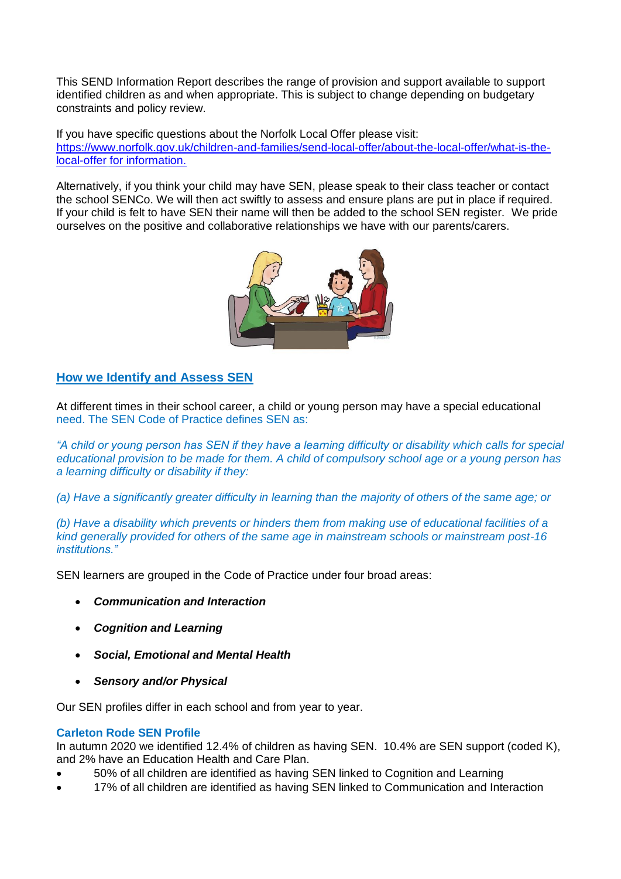This SEND Information Report describes the range of provision and support available to support identified children as and when appropriate. This is subject to change depending on budgetary constraints and policy review.

If you have specific questions about the Norfolk Local Offer please visit: [https://www.norfolk.gov.uk/children-and-families/send-local-offer/about-the-local-offer/what-is-the-local-offer](https://www.norfolk.gov.uk/children-and-families/send-local-offer/about-the-local-offer/what-is-the-local-offer) for information.

Alternatively, if you think your child may have SEN, please speak to their class teacher or contact the school SENCo. We will then act swiftly to assess and ensure plans are put in place if required. If your child is felt to have SEN their name will then be added to the school SEN register. We pride ourselves on the positive and collaborative relationships we have with our parents/carers.

## How we Identify and Assess SEN

At different times in their school career, a child or young person may have a special educational need. The SEN Code of Practice defines SEN as:

*"A child or young person has SEN if they have a learning difficulty or disability which calls for special educational provision to be made for them. A child of compulsory school age or a young person has a learning difficulty or disability if they:*

*(a) Have a significantly greater difficulty in learning than the majority of others of the same age; or*

*(b) Have a disability which prevents or hinders them from making use of educational facilities of a kind generally provided for others of the same age in mainstream schools or mainstream post-16 institutions."*

SEN learners are grouped in the Code of Practice under four broad areas:

- ***Communication and Interaction***
- ***Cognition and Learning***
- ***Social, Emotional and Mental Health***
- ***Sensory and/or Physical***

Our SEN profiles differ in each school and from year to year.

**Carleton Rode SEN Profile**

In autumn 2020 we identified 12.4% of children as having SEN. 10.4% are SEN support (coded K), and 2% have an Education Health and Care Plan.

- 50% of all children are identified as having SEN linked to Cognition and Learning
- 17% of all children are identified as having SEN linked to Communication and Interaction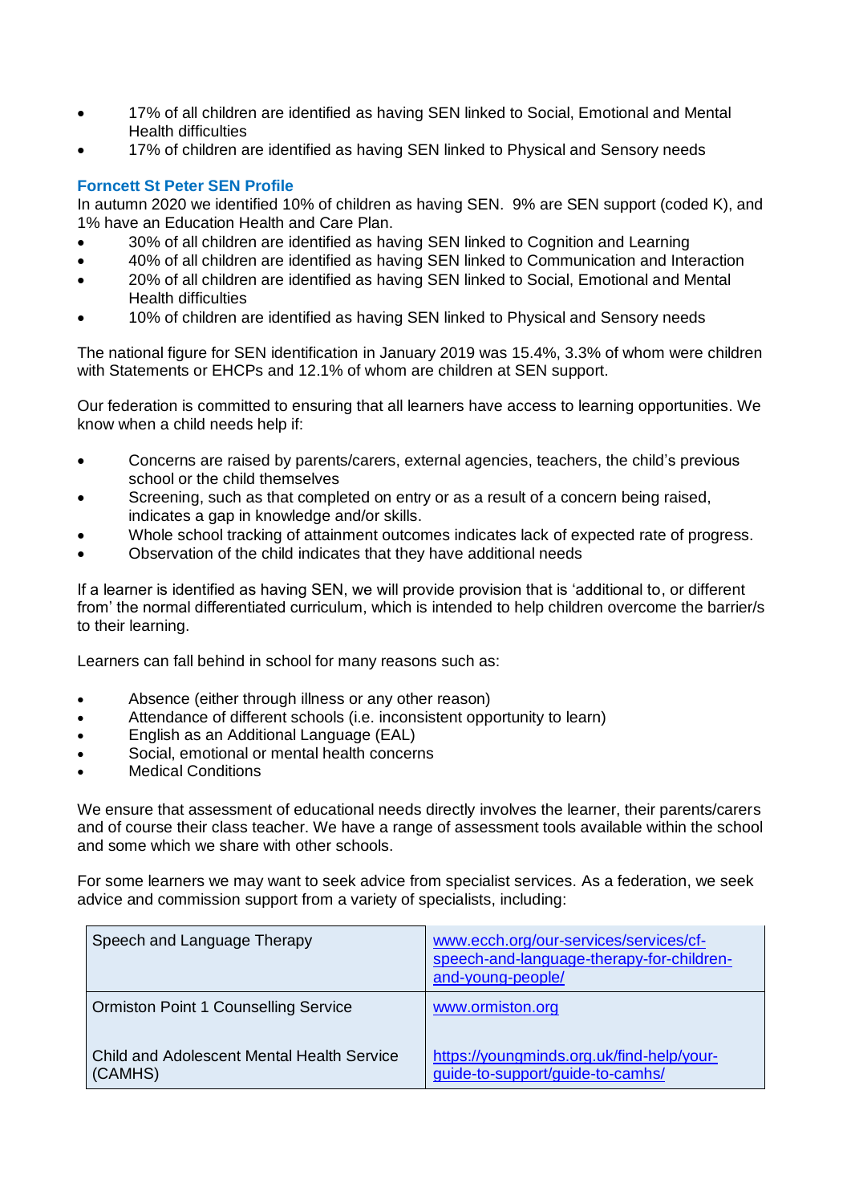- 17% of all children are identified as having SEN linked to Social, Emotional and Mental Health difficulties
- 17% of children are identified as having SEN linked to Physical and Sensory needs

### Forncett St Peter SEN Profile

In autumn 2020 we identified 10% of children as having SEN. 9% are SEN support (coded K), and 1% have an Education Health and Care Plan.

- 30% of all children are identified as having SEN linked to Cognition and Learning
- 40% of all children are identified as having SEN linked to Communication and Interaction
- 20% of all children are identified as having SEN linked to Social, Emotional and Mental Health difficulties
- 10% of children are identified as having SEN linked to Physical and Sensory needs

The national figure for SEN identification in January 2019 was 15.4%, 3.3% of whom were children with Statements or EHCPs and 12.1% of whom are children at SEN support.

Our federation is committed to ensuring that all learners have access to learning opportunities. We know when a child needs help if:

- Concerns are raised by parents/carers, external agencies, teachers, the child's previous school or the child themselves
- Screening, such as that completed on entry or as a result of a concern being raised, indicates a gap in knowledge and/or skills.
- Whole school tracking of attainment outcomes indicates lack of expected rate of progress.
- Observation of the child indicates that they have additional needs

If a learner is identified as having SEN, we will provide provision that is 'additional to, or different from' the normal differentiated curriculum, which is intended to help children overcome the barrier/s to their learning.

Learners can fall behind in school for many reasons such as:

- Absence (either through illness or any other reason)
- Attendance of different schools (i.e. inconsistent opportunity to learn)
- English as an Additional Language (EAL)
- Social, emotional or mental health concerns
- Medical Conditions

We ensure that assessment of educational needs directly involves the learner, their parents/carers and of course their class teacher. We have a range of assessment tools available within the school and some which we share with other schools.

For some learners we may want to seek advice from specialist services. As a federation, we seek advice and commission support from a variety of specialists, including:

| | |
|---|---|
| Speech and Language Therapy | www.ecch.org/our-services/services/cf-speech-and-language-therapy-for-children-and-young-people/ |
| Ormiston Point 1 Counselling Service | www.ormiston.org |
| Child and Adolescent Mental Health Service (CAMHS) | https://youngminds.org.uk/find-help/your-guide-to-support/guide-to-camhs/ |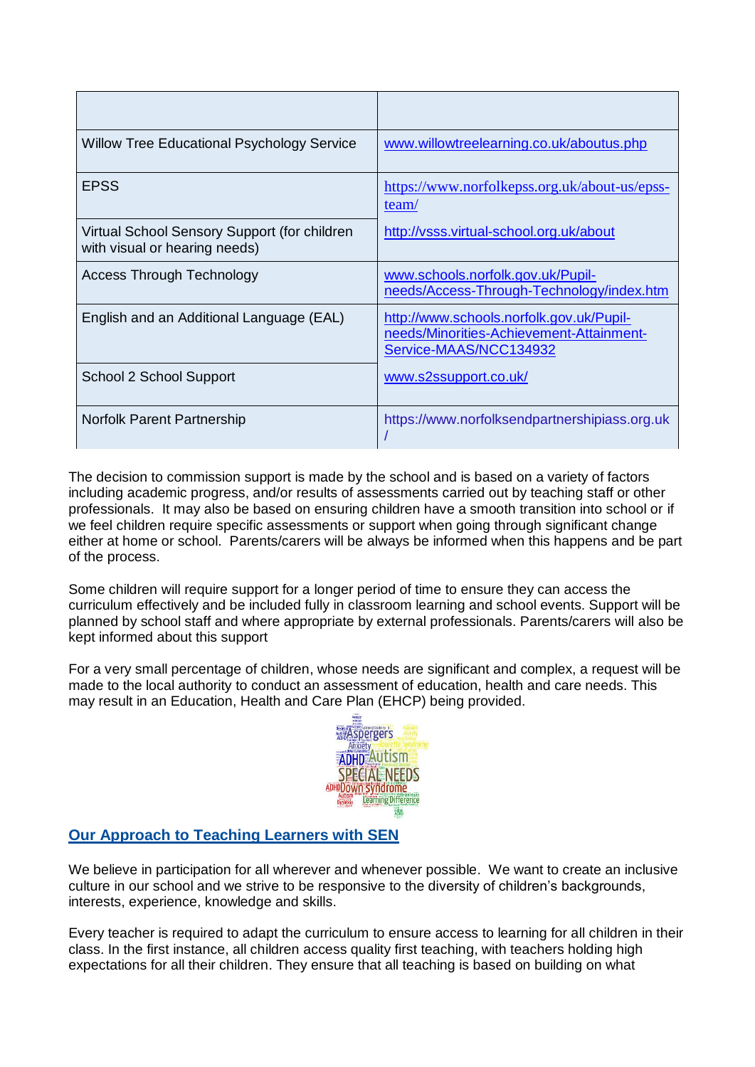| | |
|---|---|
| Willow Tree Educational Psychology Service | www.willowtreelearning.co.uk/aboutus.php |
| EPSS | https://www.norfolkepss.org.uk/about-us/epss-team/ |
| Virtual School Sensory Support (for children with visual or hearing needs) | http://vsss.virtual-school.org.uk/about |
| Access Through Technology | www.schools.norfolk.gov.uk/Pupil-needs/Access-Through-Technology/index.htm |
| English and an Additional Language (EAL) | http://www.schools.norfolk.gov.uk/Pupil-needs/Minorities-Achievement-Attainment-Service-MAAS/NCC134932 |
| School 2 School Support | www.s2ssupport.co.uk/ |
| Norfolk Parent Partnership | https://www.norfolksendpartnershipiass.org.uk/ |

The decision to commission support is made by the school and is based on a variety of factors including academic progress, and/or results of assessments carried out by teaching staff or other professionals. It may also be based on ensuring children have a smooth transition into school or if we feel children require specific assessments or support when going through significant change either at home or school. Parents/carers will be always be informed when this happens and be part of the process.

Some children will require support for a longer period of time to ensure they can access the curriculum effectively and be included fully in classroom learning and school events. Support will be planned by school staff and where appropriate by external professionals. Parents/carers will also be kept informed about this support

For a very small percentage of children, whose needs are significant and complex, a request will be made to the local authority to conduct an assessment of education, health and care needs. This may result in an Education, Health and Care Plan (EHCP) being provided.

## Our Approach to Teaching Learners with SEN

We believe in participation for all wherever and whenever possible. We want to create an inclusive culture in our school and we strive to be responsive to the diversity of children's backgrounds, interests, experience, knowledge and skills.

Every teacher is required to adapt the curriculum to ensure access to learning for all children in their class. In the first instance, all children access quality first teaching, with teachers holding high expectations for all their children. They ensure that all teaching is based on building on what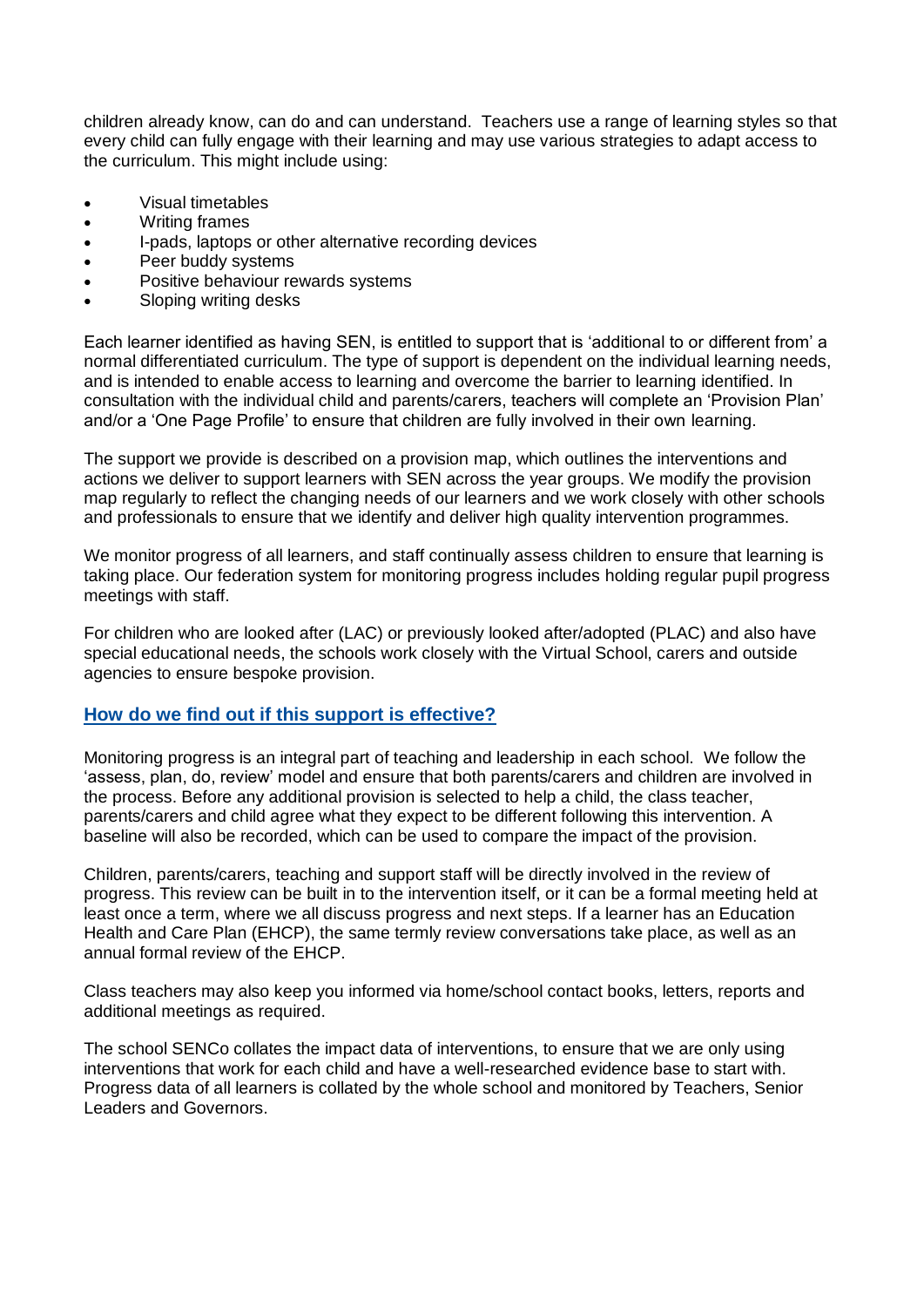children already know, can do and can understand. Teachers use a range of learning styles so that every child can fully engage with their learning and may use various strategies to adapt access to the curriculum. This might include using:

- Visual timetables
- Writing frames
- I-pads, laptops or other alternative recording devices
- Peer buddy systems
- Positive behaviour rewards systems
- Sloping writing desks

Each learner identified as having SEN, is entitled to support that is 'additional to or different from' a normal differentiated curriculum. The type of support is dependent on the individual learning needs, and is intended to enable access to learning and overcome the barrier to learning identified. In consultation with the individual child and parents/carers, teachers will complete an 'Provision Plan' and/or a 'One Page Profile' to ensure that children are fully involved in their own learning.

The support we provide is described on a provision map, which outlines the interventions and actions we deliver to support learners with SEN across the year groups. We modify the provision map regularly to reflect the changing needs of our learners and we work closely with other schools and professionals to ensure that we identify and deliver high quality intervention programmes.

We monitor progress of all learners, and staff continually assess children to ensure that learning is taking place. Our federation system for monitoring progress includes holding regular pupil progress meetings with staff.

For children who are looked after (LAC) or previously looked after/adopted (PLAC) and also have special educational needs, the schools work closely with the Virtual School, carers and outside agencies to ensure bespoke provision.

## How do we find out if this support is effective?

Monitoring progress is an integral part of teaching and leadership in each school. We follow the 'assess, plan, do, review' model and ensure that both parents/carers and children are involved in the process. Before any additional provision is selected to help a child, the class teacher, parents/carers and child agree what they expect to be different following this intervention. A baseline will also be recorded, which can be used to compare the impact of the provision.

Children, parents/carers, teaching and support staff will be directly involved in the review of progress. This review can be built in to the intervention itself, or it can be a formal meeting held at least once a term, where we all discuss progress and next steps. If a learner has an Education Health and Care Plan (EHCP), the same termly review conversations take place, as well as an annual formal review of the EHCP.

Class teachers may also keep you informed via home/school contact books, letters, reports and additional meetings as required.

The school SENCo collates the impact data of interventions, to ensure that we are only using interventions that work for each child and have a well-researched evidence base to start with. Progress data of all learners is collated by the whole school and monitored by Teachers, Senior Leaders and Governors.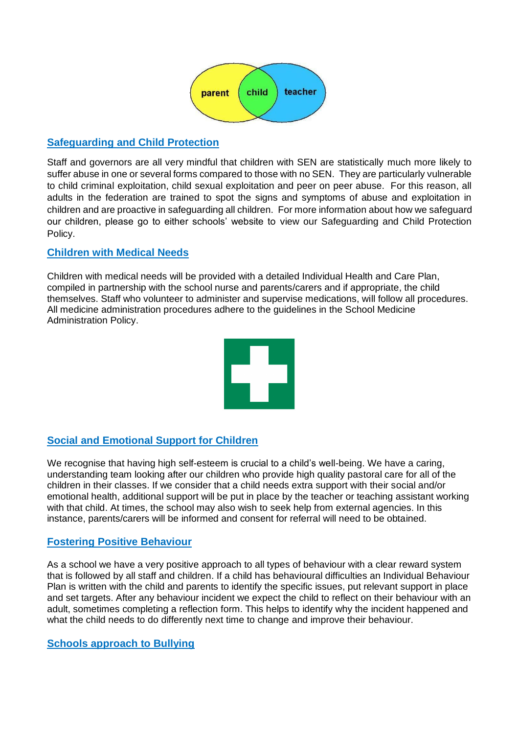parent child teacher

## Safeguarding and Child Protection

Staff and governors are all very mindful that children with SEN are statistically much more likely to suffer abuse in one or several forms compared to those with no SEN. They are particularly vulnerable to child criminal exploitation, child sexual exploitation and peer on peer abuse. For this reason, all adults in the federation are trained to spot the signs and symptoms of abuse and exploitation in children and are proactive in safeguarding all children. For more information about how we safeguard our children, please go to either schools' website to view our Safeguarding and Child Protection Policy.

## Children with Medical Needs

Children with medical needs will be provided with a detailed Individual Health and Care Plan, compiled in partnership with the school nurse and parents/carers and if appropriate, the child themselves. Staff who volunteer to administer and supervise medications, will follow all procedures. All medicine administration procedures adhere to the guidelines in the School Medicine Administration Policy.

## Social and Emotional Support for Children

We recognise that having high self-esteem is crucial to a child's well-being. We have a caring, understanding team looking after our children who provide high quality pastoral care for all of the children in their classes. If we consider that a child needs extra support with their social and/or emotional health, additional support will be put in place by the teacher or teaching assistant working with that child. At times, the school may also wish to seek help from external agencies. In this instance, parents/carers will be informed and consent for referral will need to be obtained.

## Fostering Positive Behaviour

As a school we have a very positive approach to all types of behaviour with a clear reward system that is followed by all staff and children. If a child has behavioural difficulties an Individual Behaviour Plan is written with the child and parents to identify the specific issues, put relevant support in place and set targets. After any behaviour incident we expect the child to reflect on their behaviour with an adult, sometimes completing a reflection form. This helps to identify why the incident happened and what the child needs to do differently next time to change and improve their behaviour.

## Schools approach to Bullying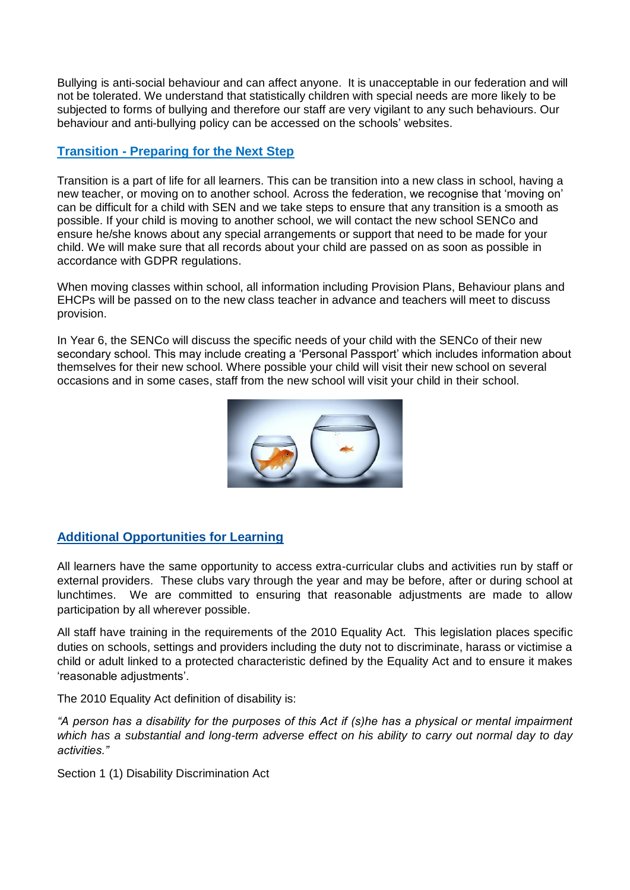Bullying is anti-social behaviour and can affect anyone. It is unacceptable in our federation and will not be tolerated. We understand that statistically children with special needs are more likely to be subjected to forms of bullying and therefore our staff are very vigilant to any such behaviours. Our behaviour and anti-bullying policy can be accessed on the schools' websites.

## Transition - Preparing for the Next Step

Transition is a part of life for all learners. This can be transition into a new class in school, having a new teacher, or moving on to another school. Across the federation, we recognise that 'moving on' can be difficult for a child with SEN and we take steps to ensure that any transition is a smooth as possible. If your child is moving to another school, we will contact the new school SENCo and ensure he/she knows about any special arrangements or support that need to be made for your child. We will make sure that all records about your child are passed on as soon as possible in accordance with GDPR regulations.

When moving classes within school, all information including Provision Plans, Behaviour plans and EHCPs will be passed on to the new class teacher in advance and teachers will meet to discuss provision.

In Year 6, the SENCo will discuss the specific needs of your child with the SENCo of their new secondary school. This may include creating a 'Personal Passport' which includes information about themselves for their new school. Where possible your child will visit their new school on several occasions and in some cases, staff from the new school will visit your child in their school.

## Additional Opportunities for Learning

All learners have the same opportunity to access extra-curricular clubs and activities run by staff or external providers. These clubs vary through the year and may be before, after or during school at lunchtimes. We are committed to ensuring that reasonable adjustments are made to allow participation by all wherever possible.

All staff have training in the requirements of the 2010 Equality Act. This legislation places specific duties on schools, settings and providers including the duty not to discriminate, harass or victimise a child or adult linked to a protected characteristic defined by the Equality Act and to ensure it makes 'reasonable adjustments'.

The 2010 Equality Act definition of disability is:

*"A person has a disability for the purposes of this Act if (s)he has a physical or mental impairment which has a substantial and long-term adverse effect on his ability to carry out normal day to day activities."*

Section 1 (1) Disability Discrimination Act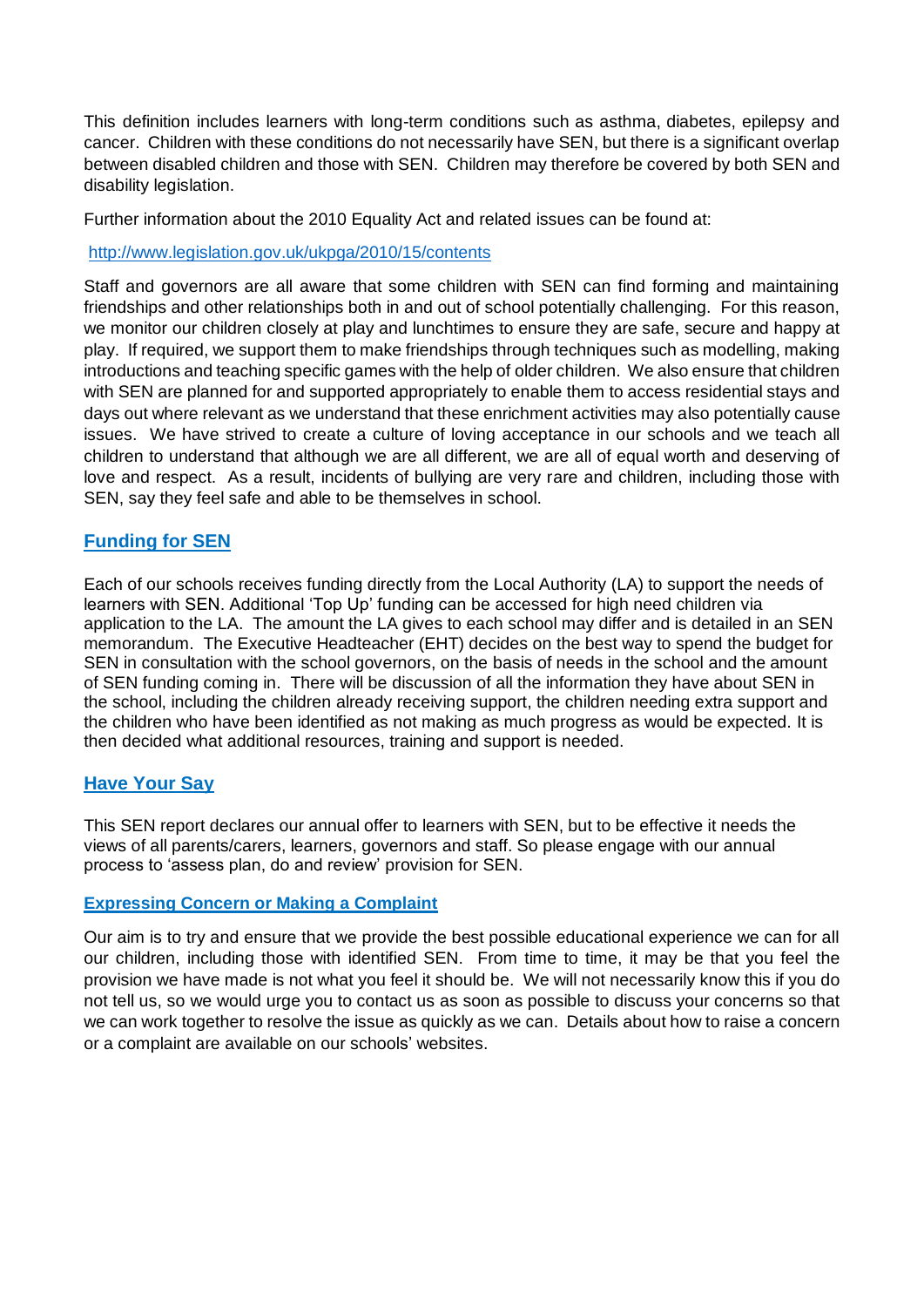This definition includes learners with long-term conditions such as asthma, diabetes, epilepsy and cancer. Children with these conditions do not necessarily have SEN, but there is a significant overlap between disabled children and those with SEN. Children may therefore be covered by both SEN and disability legislation.

Further information about the 2010 Equality Act and related issues can be found at:

http://www.legislation.gov.uk/ukpga/2010/15/contents

Staff and governors are all aware that some children with SEN can find forming and maintaining friendships and other relationships both in and out of school potentially challenging. For this reason, we monitor our children closely at play and lunchtimes to ensure they are safe, secure and happy at play. If required, we support them to make friendships through techniques such as modelling, making introductions and teaching specific games with the help of older children. We also ensure that children with SEN are planned for and supported appropriately to enable them to access residential stays and days out where relevant as we understand that these enrichment activities may also potentially cause issues. We have strived to create a culture of loving acceptance in our schools and we teach all children to understand that although we are all different, we are all of equal worth and deserving of love and respect. As a result, incidents of bullying are very rare and children, including those with SEN, say they feel safe and able to be themselves in school.

## Funding for SEN

Each of our schools receives funding directly from the Local Authority (LA) to support the needs of learners with SEN. Additional 'Top Up' funding can be accessed for high need children via application to the LA. The amount the LA gives to each school may differ and is detailed in an SEN memorandum. The Executive Headteacher (EHT) decides on the best way to spend the budget for SEN in consultation with the school governors, on the basis of needs in the school and the amount of SEN funding coming in. There will be discussion of all the information they have about SEN in the school, including the children already receiving support, the children needing extra support and the children who have been identified as not making as much progress as would be expected. It is then decided what additional resources, training and support is needed.

## Have Your Say

This SEN report declares our annual offer to learners with SEN, but to be effective it needs the views of all parents/carers, learners, governors and staff. So please engage with our annual process to 'assess plan, do and review' provision for SEN.

### Expressing Concern or Making a Complaint

Our aim is to try and ensure that we provide the best possible educational experience we can for all our children, including those with identified SEN. From time to time, it may be that you feel the provision we have made is not what you feel it should be. We will not necessarily know this if you do not tell us, so we would urge you to contact us as soon as possible to discuss your concerns so that we can work together to resolve the issue as quickly as we can. Details about how to raise a concern or a complaint are available on our schools' websites.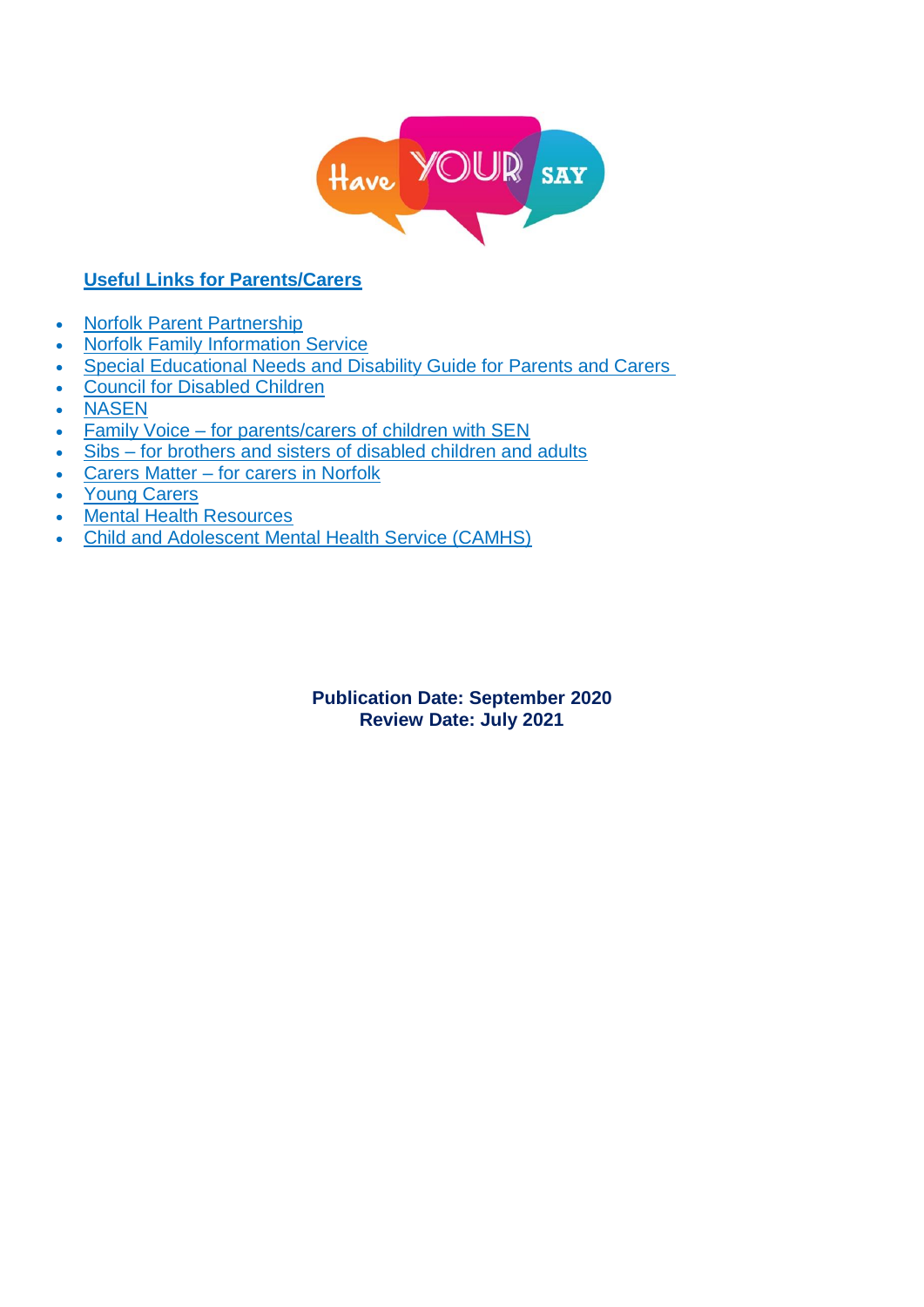## Useful Links for Parents/Carers

- Norfolk Parent Partnership
- Norfolk Family Information Service
- Special Educational Needs and Disability Guide for Parents and Carers
- Council for Disabled Children
- NASEN
- Family Voice – for parents/carers of children with SEN
- Sibs – for brothers and sisters of disabled children and adults
- Carers Matter – for carers in Norfolk
- Young Carers
- Mental Health Resources
- Child and Adolescent Mental Health Service (CAMHS)

**Publication Date: September 2020**
**Review Date: July 2021**